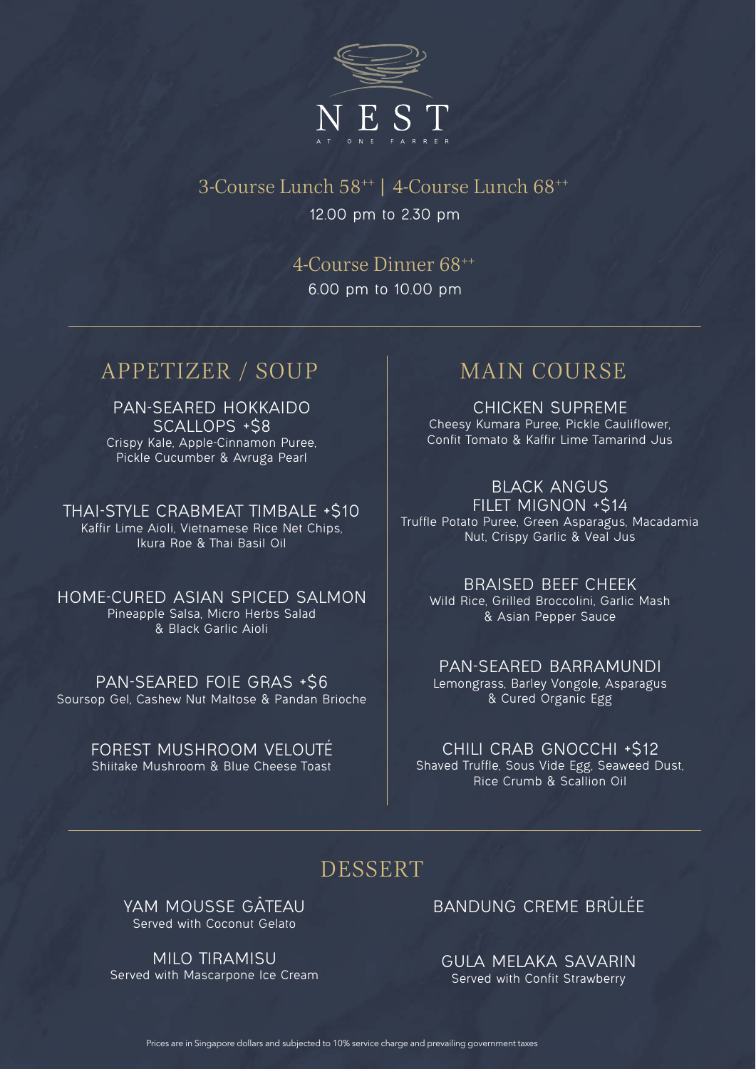# NEST

AT ONE FARRER

3-Course Lunch 58++ | 4-Course Lunch 68++

12.00 pm to 2.30 pm

4-Course Dinner 68++

6.00 pm to 10.00 pm

## APPETIZER / SOUP

**PAN-SEARED HOKKAIDO SCALLOPS +$8**
Crispy Kale, Apple-Cinnamon Puree, Pickle Cucumber & Avruga Pearl

**THAI-STYLE CRABMEAT TIMBALE +$10**
Kaffir Lime Aioli, Vietnamese Rice Net Chips, Ikura Roe & Thai Basil Oil

**HOME-CURED ASIAN SPICED SALMON**
Pineapple Salsa, Micro Herbs Salad & Black Garlic Aioli

**PAN-SEARED FOIE GRAS +$6**
Soursop Gel, Cashew Nut Maltose & Pandan Brioche

**FOREST MUSHROOM VELOUTÉ**
Shiitake Mushroom & Blue Cheese Toast

## MAIN COURSE

**CHICKEN SUPREME**
Cheesy Kumara Puree, Pickle Cauliflower, Confit Tomato & Kaffir Lime Tamarind Jus

**BLACK ANGUS FILET MIGNON +$14**
Truffle Potato Puree, Green Asparagus, Macadamia Nut, Crispy Garlic & Veal Jus

**BRAISED BEEF CHEEK**
Wild Rice, Grilled Broccolini, Garlic Mash & Asian Pepper Sauce

**PAN-SEARED BARRAMUNDI**
Lemongrass, Barley Vongole, Asparagus & Cured Organic Egg

**CHILI CRAB GNOCCHI +$12**
Shaved Truffle, Sous Vide Egg, Seaweed Dust, Rice Crumb & Scallion Oil

## DESSERT

**YAM MOUSSE GÂTEAU**
Served with Coconut Gelato

**MILO TIRAMISU**
Served with Mascarpone Ice Cream

**BANDUNG CREME BRÛLÉE**

**GULA MELAKA SAVARIN**
Served with Confit Strawberry

Prices are in Singapore dollars and subjected to 10% service charge and prevailing government taxes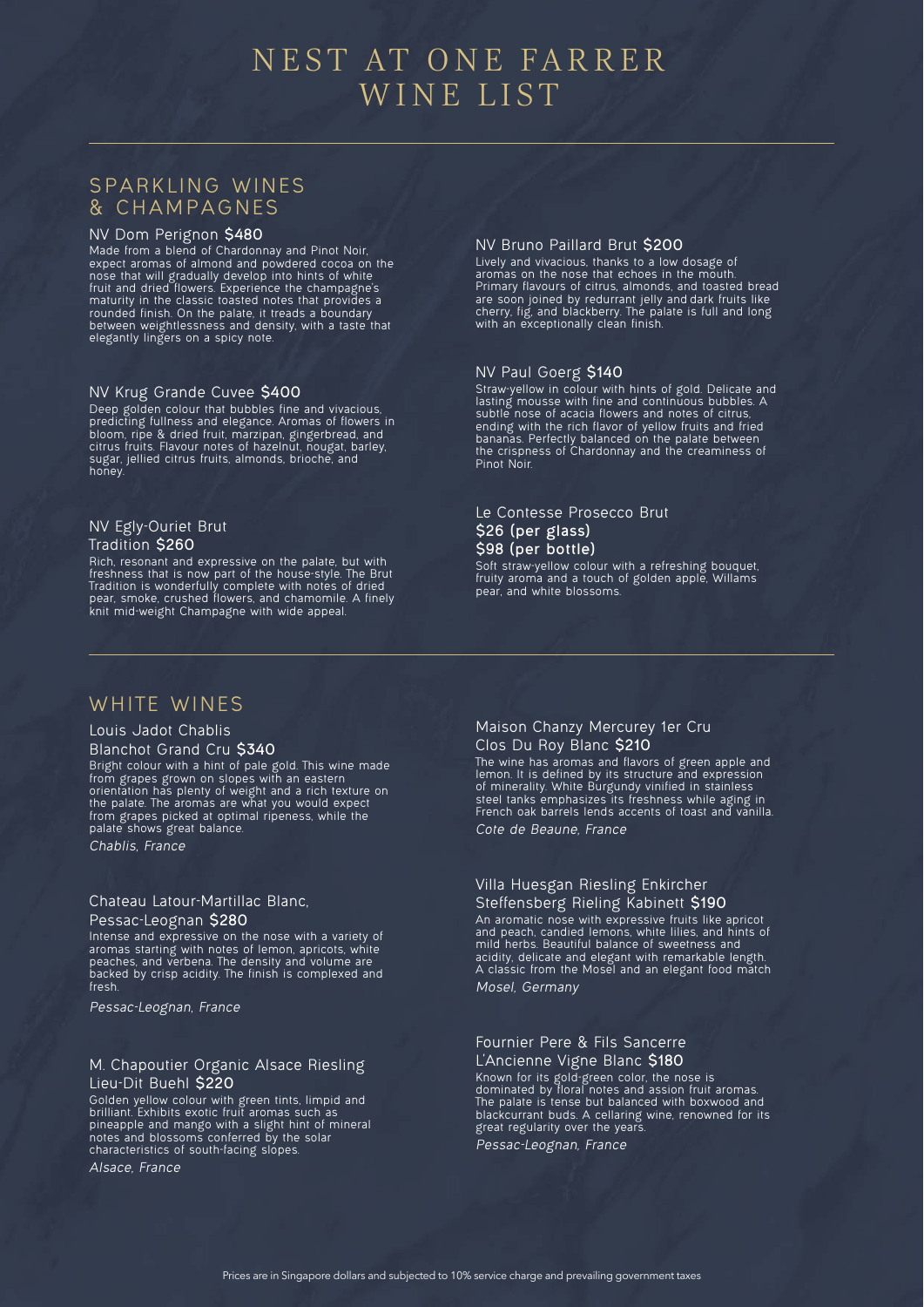# NEST AT ONE FARRER WINE LIST

## SPARKLING WINES & CHAMPAGNES

### NV Dom Perignon **$480**

Made from a blend of Chardonnay and Pinot Noir, expect aromas of almond and powdered cocoa on the nose that will gradually develop into hints of white fruit and dried flowers. Experience the champagne's maturity in the classic toasted notes that provides a rounded finish. On the palate, it treads a boundary between weightlessness and density, with a taste that elegantly lingers on a spicy note.

### NV Krug Grande Cuvee **$400**

Deep golden colour that bubbles fine and vivacious, predicting fullness and elegance. Aromas of flowers in bloom, ripe & dried fruit, marzipan, gingerbread, and citrus fruits. Flavour notes of hazelnut, nougat, barley, sugar, jellied citrus fruits, almonds, brioche, and honey.

### NV Egly-Ouriet Brut Tradition **$260**

Rich, resonant and expressive on the palate, but with freshness that is now part of the house-style. The Brut Tradition is wonderfully complete with notes of dried pear, smoke, crushed flowers, and chamomile. A finely knit mid-weight Champagne with wide appeal.

### NV Bruno Paillard Brut **$200**

Lively and vivacious, thanks to a low dosage of aromas on the nose that echoes in the mouth. Primary flavours of citrus, almonds, and toasted bread are soon joined by redurrant jelly and dark fruits like cherry, fig, and blackberry. The palate is full and long with an exceptionally clean finish.

### NV Paul Goerg **$140**

Straw-yellow in colour with hints of gold. Delicate and lasting mousse with fine and continuous bubbles. A subtle nose of acacia flowers and notes of citrus, ending with the rich flavor of yellow fruits and fried bananas. Perfectly balanced on the palate between the crispness of Chardonnay and the creaminess of Pinot Noir.

### Le Contesse Prosecco Brut

**$26 (per glass)**
**$98 (per bottle)**

Soft straw-yellow colour with a refreshing bouquet, fruity aroma and a touch of golden apple, Willams pear, and white blossoms.

## WHITE WINES

### Louis Jadot Chablis Blanchot Grand Cru **$340**

Bright colour with a hint of pale gold. This wine made from grapes grown on slopes with an eastern orientation has plenty of weight and a rich texture on the palate. The aromas are what you would expect from grapes picked at optimal ripeness, while the palate shows great balance.

*Chablis, France*

### Chateau Latour-Martillac Blanc, Pessac-Leognan **$280**

Intense and expressive on the nose with a variety of aromas starting with notes of lemon, apricots, white peaches, and verbena. The density and volume are backed by crisp acidity. The finish is complexed and fresh.

*Pessac-Leognan, France*

### M. Chapoutier Organic Alsace Riesling Lieu-Dit Buehl **$220**

Golden yellow colour with green tints, limpid and brilliant. Exhibits exotic fruit aromas such as pineapple and mango with a slight hint of mineral notes and blossoms conferred by the solar characteristics of south-facing slopes.

*Alsace, France*

### Maison Chanzy Mercurey 1er Cru Clos Du Roy Blanc **$210**

The wine has aromas and flavors of green apple and lemon. It is defined by its structure and expression of minerality. White Burgundy vinified in stainless steel tanks emphasizes its freshness while aging in French oak barrels lends accents of toast and vanilla.

*Cote de Beaune, France*

### Villa Huesgan Riesling Enkircher Steffensberg Rieling Kabinett **$190**

An aromatic nose with expressive fruits like apricot and peach, candied lemons, white lilies, and hints of mild herbs. Beautiful balance of sweetness and acidity, delicate and elegant with remarkable length. A classic from the Mosel and an elegant food match

*Mosel, Germany*

### Fournier Pere & Fils Sancerre L'Ancienne Vigne Blanc **$180**

Known for its gold-green color, the nose is dominated by floral notes and assion fruit aromas. The palate is tense but balanced with boxwood and blackcurrant buds. A cellaring wine, renowned for its great regularity over the years.

*Pessac-Leognan, France*

Prices are in Singapore dollars and subjected to 10% service charge and prevailing government taxes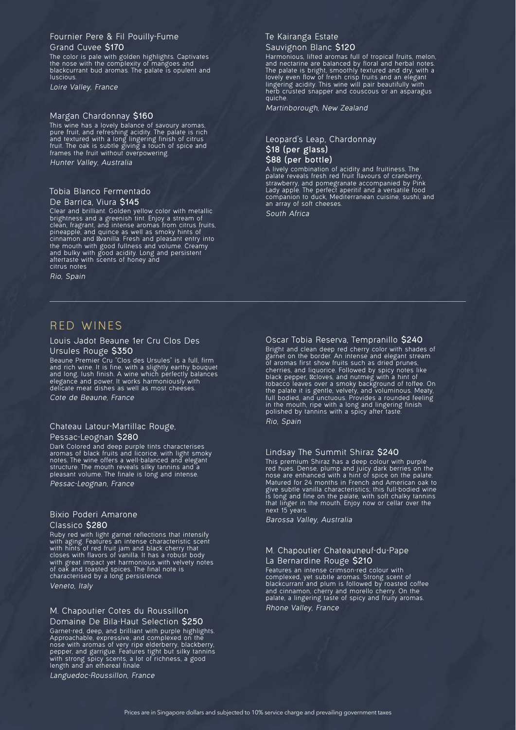### Fournier Pere & Fil Pouilly-Fume Grand Cuvee **$170**

The color is pale with golden highlights. Captivates the nose with the complexity of mangoes and blackcurrant bud aromas. The palate is opulent and luscious.

*Loire Valley, France*

### Margan Chardonnay **$160**

This wine has a lovely balance of savoury aromas, pure fruit, and refreshing acidity. The palate is rich and textured with a long lingering finish of citrus fruit. The oak is subtle giving a touch of spice and frames the fruit without overpowering.

*Hunter Valley, Australia*

### Tobia Blanco Fermentado De Barrica, Viura **$145**

Clear and brilliant. Golden yellow color with metallic brightness and a greenish tint. Enjoy a stream of clean, fragrant, and intense aromas from citrus fruits, pineapple, and quince as well as smoky hints of cinnamon and vanilla. Fresh and pleasant entry into the mouth with good fullness and volume. Creamy and bulky with good acidity. Long and persistent aftertaste with scents of honey and citrus notes

*Rio, Spain*

### Te Kairanga Estate Sauvignon Blanc **$120**

Harmonious, lifted aromas full of tropical fruits, melon, and nectarine are balanced by floral and herbal notes. The palate is bright, smoothly textured and dry, with a lovely even flow of fresh crisp fruits and an elegant lingering acidity. This wine will pair beautifully with herb crusted snapper and couscous or an asparagus quiche.

*Martinborough, New Zealand*

### Leopard's Leap, Chardonnay
**$18 (per glass)**
**$88 (per bottle)**

A lively combination of acidity and fruitiness. The palate reveals fresh red fruit flavours of cranberry, strawberry, and pomegranate accompanied by Pink Lady apple. The perfect aperitif and a versatile food companion to duck, Mediterranean cuisine, sushi, and an array of soft cheeses.

*South Africa*

---

## RED WINES

### Louis Jadot Beaune 1er Cru Clos Des Ursules Rouge **$350**

Beaune Premier Cru "Clos des Ursules" is a full, firm and rich wine. It is fine, with a slightly earthy bouquet and long, lush finish. A wine which perfectly balances elegance and power. It works harmoniously with delicate meat dishes as well as most cheeses.

*Cote de Beaune, France*

### Chateau Latour-Martillac Rouge, Pessac-Leognan **$280**

Dark Colored and deep purple tints characterises aromas of black fruits and licorice, with light smoky notes. The wine offers a well-balanced and elegant structure. The mouth reveals silky tannins and a pleasant volume. The finale is long and intense.

*Pessac-Leognan, France*

### Bixio Poderi Amarone Classico **$280**

Ruby red with light garnet reflections that intensify with aging. Features an intense characteristic scent with hints of red fruit jam and black cherry that closes with flavors of vanilla. It has a robust body with great impact yet harmonious with velvety notes of oak and toasted spices. The final note is characterised by a long persistence.

*Veneto, Italy*

### M. Chapoutier Cotes du Roussillon Domaine De Bila-Haut Selection **$250**

Garnet-red, deep, and brilliant with purple highlights. Approachable, expressive, and complexed on the nose with aromas of very ripe elderberry, blackberry, pepper, and garrigue. Features tight but silky tannins with strong spicy scents, a lot of richness, a good length and an ethereal finale.

*Languedoc-Roussillon, France*

### Oscar Tobia Reserva, Tempranillo **$240**

Bright and clean deep red cherry color with shades of garnet on the border. An intense and elegant stream of aromas first show fruits such as dried prunes, cherries, and liquorice. Followed by spicy notes like black pepper, cloves, and nutmeg with a hint of tobacco leaves over a smoky background of toffee. On the palate it is gentle, velvety, and voluminous. Meaty, full bodied, and unctuous. Provides a rounded feeling in the mouth, ripe with a long and lingering finish polished by tannins with a spicy after taste.

*Rio, Spain*

### Lindsay The Summit Shiraz **$240**

This premium Shiraz has a deep colour with purple red hues. Dense, plump and juicy dark berries on the nose are enhanced with a hint of spice on the palate. Matured for 24 months in French and American oak to give subtle vanilla characteristics; this full-bodied wine is long and fine on the palate, with soft chalky tannins that linger in the mouth. Enjoy now or cellar over the next 15 years.

*Barossa Valley, Australia*

### M. Chapoutier Chateauneuf-du-Pape La Bernardine Rouge **$210**

Features an intense crimson-red colour with complexed, yet subtle aromas. Strong scent of blackcurrant and plum is followed by roasted coffee and cinnamon, cherry and morello cherry. On the palate, a lingering taste of spicy and fruity aromas.

*Rhone Valley, France*

Prices are in Singapore dollars and subjected to 10% service charge and prevailing government taxes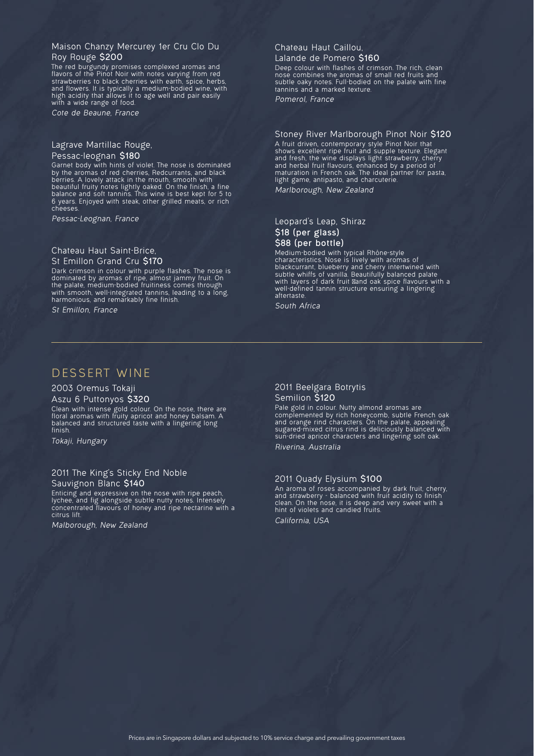### Maison Chanzy Mercurey 1er Cru Clo Du Roy Rouge **$200**

The red burgundy promises complexed aromas and flavors of the Pinot Noir with notes varying from red strawberries to black cherries with earth, spice, herbs, and flowers. It is typically a medium-bodied wine, with high acidity that allows it to age well and pair easily with a wide range of food.

*Cote de Beaune, France*

### Lagrave Martillac Rouge, Pessac-leognan **$180**

Garnet body with hints of violet. The nose is dominated by the aromas of red cherries, Redcurrants, and black berries. A lovely attack in the mouth, smooth with beautiful fruity notes lightly oaked. On the finish, a fine balance and soft tannins. This wine is best kept for 5 to 6 years. Enjoyed with steak, other grilled meats, or rich cheeses.

*Pessac-Leognan, France*

### Chateau Haut Saint-Brice, St Emillon Grand Cru **$170**

Dark crimson in colour with purple flashes. The nose is dominated by aromas of ripe, almost jammy fruit. On the palate, medium-bodied fruitiness comes through with smooth, well-integrated tannins, leading to a long, harmonious, and remarkably fine finish.

*St Emillon, France*

### Chateau Haut Caillou, Lalande de Pomero **$160**

Deep colour with flashes of crimson. The rich, clean nose combines the aromas of small red fruits and subtle oaky notes. Full-bodied on the palate with fine tannins and a marked texture.

*Pomerol, France*

### Stoney River Marlborough Pinot Noir **$120**

A fruit driven, contemporary style Pinot Noir that shows excellent ripe fruit and supple texture. Elegant and fresh, the wine displays light strawberry, cherry and herbal fruit flavours, enhanced by a period of maturation in French oak. The ideal partner for pasta, light game, antipasto, and charcuterie.

*Marlborough, New Zealand*

### Leopard's Leap, Shiraz
**$18 (per glass)**
**$88 (per bottle)**

Medium-bodied with typical Rhône-style characteristics. Nose is lively with aromas of blackcurrant, blueberry and cherry intertwined with subtle whiffs of vanilla. Beautifully balanced palate with layers of dark fruit and oak spice flavours with a well-defined tannin structure ensuring a lingering aftertaste.

*South Africa*

---

## DESSERT WINE

### 2003 Oremus Tokaji Aszu 6 Puttonyos **$320**

Clean with intense gold colour. On the nose, there are floral aromas with fruity apricot and honey balsam. A balanced and structured taste with a lingering long finish.

*Tokaji, Hungary*

### 2011 The King's Sticky End Noble Sauvignon Blanc **$140**

Enticing and expressive on the nose with ripe peach, lychee, and fig alongside subtle nutty notes. Intensely concentrated flavours of honey and ripe nectarine with a citrus lift.

*Malborough, New Zealand*

### 2011 Beelgara Botrytis Semilion **$120**

Pale gold in colour. Nutty almond aromas are complemented by rich honeycomb, subtle French oak and orange rind characters. On the palate, appealing sugared-mixed citrus rind is deliciously balanced with sun-dried apricot characters and lingering soft oak.

*Riverina, Australia*

### 2011 Quady Elysium **$100**

An aroma of roses accompanied by dark fruit, cherry, and strawberry - balanced with fruit acidity to finish clean. On the nose, it is deep and very sweet with a hint of violets and candied fruits.

*California, USA*

Prices are in Singapore dollars and subjected to 10% service charge and prevailing government taxes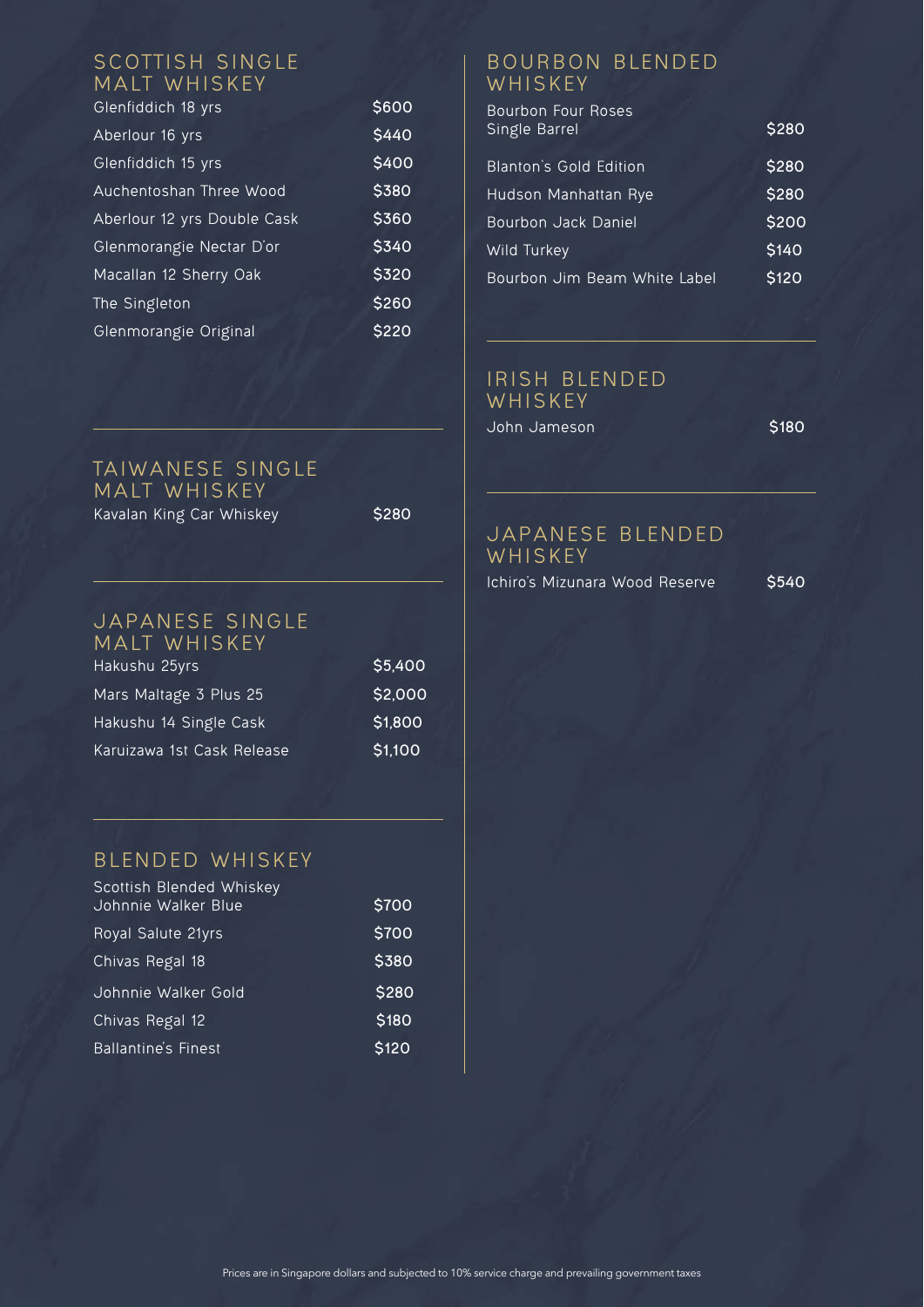## SCOTTISH SINGLE MALT WHISKEY

| Whiskey | Price |
| --- | --- |
| Glenfiddich 18 yrs | $600 |
| Aberlour 16 yrs | $440 |
| Glenfiddich 15 yrs | $400 |
| Auchentoshan Three Wood | $380 |
| Aberlour 12 yrs Double Cask | $360 |
| Glenmorangie Nectar D'or | $340 |
| Macallan 12 Sherry Oak | $320 |
| The Singleton | $260 |
| Glenmorangie Original | $220 |

## TAIWANESE SINGLE MALT WHISKEY

| Whiskey | Price |
| --- | --- |
| Kavalan King Car Whiskey | $280 |

## JAPANESE SINGLE MALT WHISKEY

| Whiskey | Price |
| --- | --- |
| Hakushu 25yrs | $5,400 |
| Mars Maltage 3 Plus 25 | $2,000 |
| Hakushu 14 Single Cask | $1,800 |
| Karuizawa 1st Cask Release | $1,100 |

## BLENDED WHISKEY

| Whiskey | Price |
| --- | --- |
| Scottish Blended Whiskey Johnnie Walker Blue | $700 |
| Royal Salute 21yrs | $700 |
| Chivas Regal 18 | $380 |
| Johnnie Walker Gold | $280 |
| Chivas Regal 12 | $180 |
| Ballantine's Finest | $120 |

## BOURBON BLENDED WHISKEY

| Whiskey | Price |
| --- | --- |
| Bourbon Four Roses Single Barrel | $280 |
| Blanton's Gold Edition | $280 |
| Hudson Manhattan Rye | $280 |
| Bourbon Jack Daniel | $200 |
| Wild Turkey | $140 |
| Bourbon Jim Beam White Label | $120 |

## IRISH BLENDED WHISKEY

| Whiskey | Price |
| --- | --- |
| John Jameson | $180 |

## JAPANESE BLENDED WHISKEY

| Whiskey | Price |
| --- | --- |
| Ichiro's Mizunara Wood Reserve | $540 |

Prices are in Singapore dollars and subjected to 10% service charge and prevailing government taxes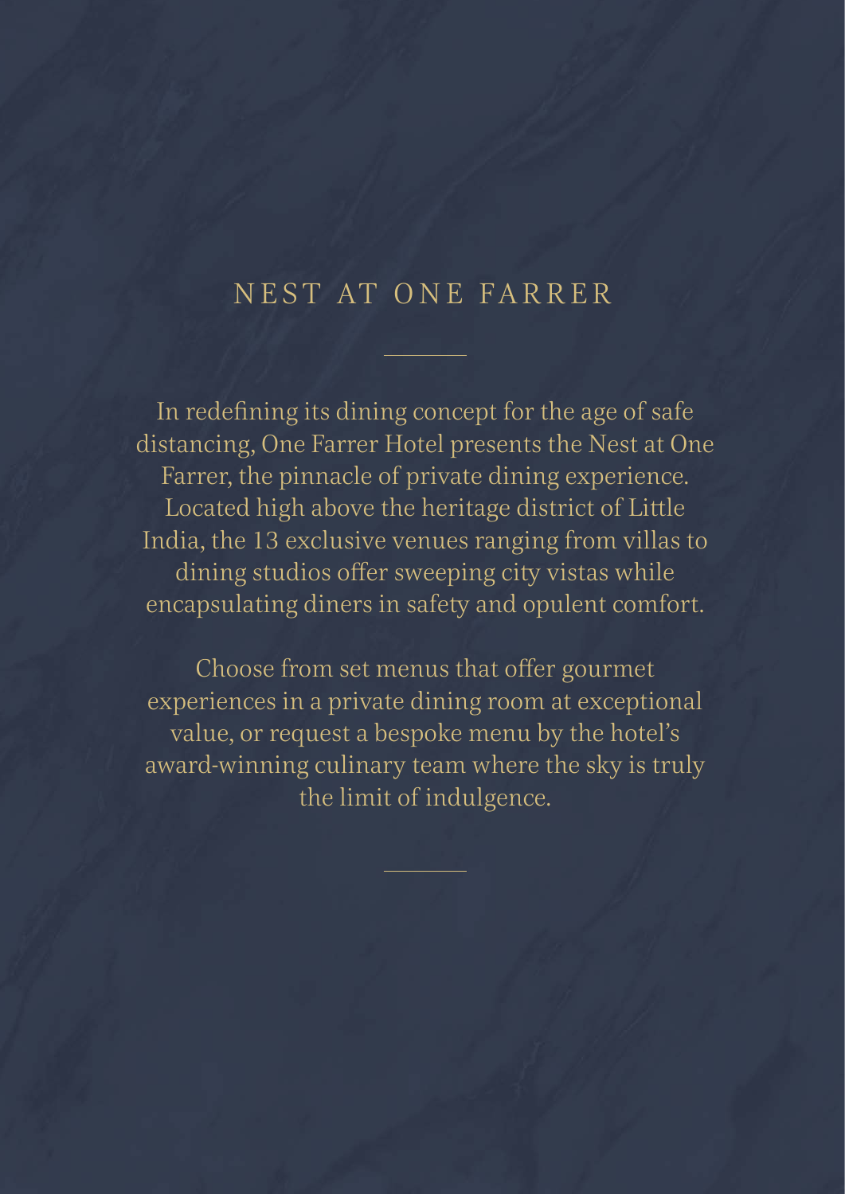# NEST AT ONE FARRER

In redefining its dining concept for the age of safe distancing, One Farrer Hotel presents the Nest at One Farrer, the pinnacle of private dining experience. Located high above the heritage district of Little India, the 13 exclusive venues ranging from villas to dining studios offer sweeping city vistas while encapsulating diners in safety and opulent comfort.

Choose from set menus that offer gourmet experiences in a private dining room at exceptional value, or request a bespoke menu by the hotel's award-winning culinary team where the sky is truly the limit of indulgence.